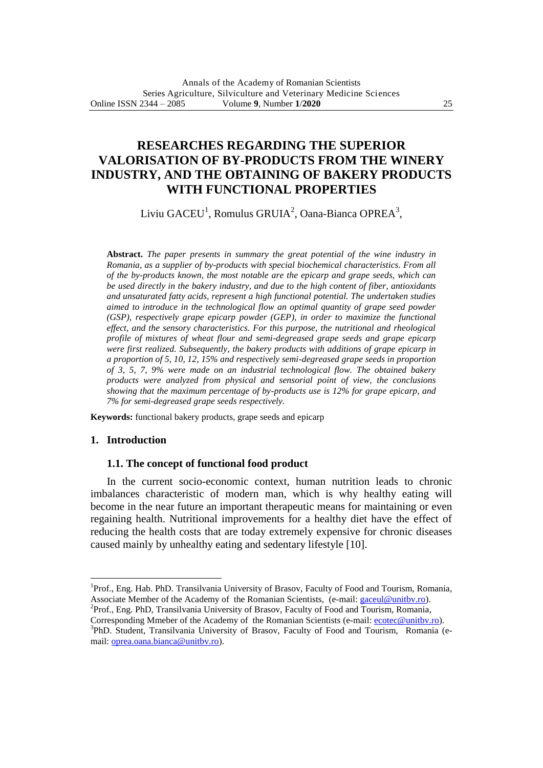# RESEARCHES REGARDING THE SUPERIOR VALORISATION OF BY-PRODUCTS FROM THE WINERY INDUSTRY, AND THE OBTAINING OF BAKERY PRODUCTS WITH FUNCTIONAL PROPERTIES

Liviu GACEU[1], Romulus GRUIA[2], Oana-Bianca OPREA[3],

**Abstract.** *The paper presents in summary the great potential of the wine industry in Romania, as a supplier of by-products with special biochemical characteristics. From all of the by-products known, the most notable are the epicarp and grape seeds, which can be used directly in the bakery industry, and due to the high content of fiber, antioxidants and unsaturated fatty acids, represent a high functional potential. The undertaken studies aimed to introduce in the technological flow an optimal quantity of grape seed powder (GSP), respectively grape epicarp powder (GEP), in order to maximize the functional effect, and the sensory characteristics. For this purpose, the nutritional and rheological profile of mixtures of wheat flour and semi-degreased grape seeds and grape epicarp were first realized. Subsequently, the bakery products with additions of grape epicarp in a proportion of 5, 10, 12, 15% and respectively semi-degreased grape seeds in proportion of 3, 5, 7, 9% were made on an industrial technological flow. The obtained bakery products were analyzed from physical and sensorial point of view, the conclusions showing that the maximum percentage of by-products use is 12% for grape epicarp, and 7% for semi-degreased grape seeds respectively.*

**Keywords:** functional bakery products, grape seeds and epicarp

## 1. Introduction

### 1.1. The concept of functional food product

In the current socio-economic context, human nutrition leads to chronic imbalances characteristic of modern man, which is why healthy eating will become in the near future an important therapeutic means for maintaining or even regaining health. Nutritional improvements for a healthy diet have the effect of reducing the health costs that are today extremely expensive for chronic diseases caused mainly by unhealthy eating and sedentary lifestyle [10].

---

[1]Prof., Eng. Hab. PhD. Transilvania University of Brasov, Faculty of Food and Tourism, Romania, Associate Member of the Academy of the Romanian Scientists, (e-mail: gaceul@unitbv.ro).

[2]Prof., Eng. PhD, Transilvania University of Brasov, Faculty of Food and Tourism, Romania, Corresponding Mmeber of the Academy of the Romanian Scientists (e-mail: ecotec@unitbv.ro).

[3]PhD. Student, Transilvania University of Brasov, Faculty of Food and Tourism, Romania (e-mail: oprea.oana.bianca@unitbv.ro).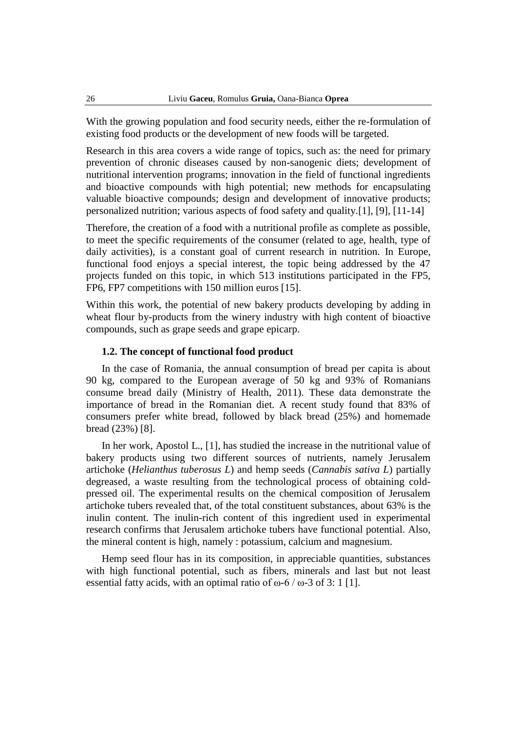With the growing population and food security needs, either the re-formulation of existing food products or the development of new foods will be targeted.

Research in this area covers a wide range of topics, such as: the need for primary prevention of chronic diseases caused by non-sanogenic diets; development of nutritional intervention programs; innovation in the field of functional ingredients and bioactive compounds with high potential; new methods for encapsulating valuable bioactive compounds; design and development of innovative products; personalized nutrition; various aspects of food safety and quality.[1], [9], [11-14]

Therefore, the creation of a food with a nutritional profile as complete as possible, to meet the specific requirements of the consumer (related to age, health, type of daily activities), is a constant goal of current research in nutrition. In Europe, functional food enjoys a special interest, the topic being addressed by the 47 projects funded on this topic, in which 513 institutions participated in the FP5, FP6, FP7 competitions with 150 million euros [15].

Within this work, the potential of new bakery products developing by adding in wheat flour by-products from the winery industry with high content of bioactive compounds, such as grape seeds and grape epicarp.

### 1.2. The concept of functional food product

In the case of Romania, the annual consumption of bread per capita is about 90 kg, compared to the European average of 50 kg and 93% of Romanians consume bread daily (Ministry of Health, 2011). These data demonstrate the importance of bread in the Romanian diet. A recent study found that 83% of consumers prefer white bread, followed by black bread (25%) and homemade bread (23%) [8].

In her work, Apostol L., [1], has studied the increase in the nutritional value of bakery products using two different sources of nutrients, namely Jerusalem artichoke (*Helianthus tuberosus L*) and hemp seeds (*Cannabis sativa L*) partially degreased, a waste resulting from the technological process of obtaining cold-pressed oil. The experimental results on the chemical composition of Jerusalem artichoke tubers revealed that, of the total constituent substances, about 63% is the inulin content. The inulin-rich content of this ingredient used in experimental research confirms that Jerusalem artichoke tubers have functional potential. Also, the mineral content is high, namely : potassium, calcium and magnesium.

Hemp seed flour has in its composition, in appreciable quantities, substances with high functional potential, such as fibers, minerals and last but not least essential fatty acids, with an optimal ratio of ω-6 / ω-3 of 3: 1 [1].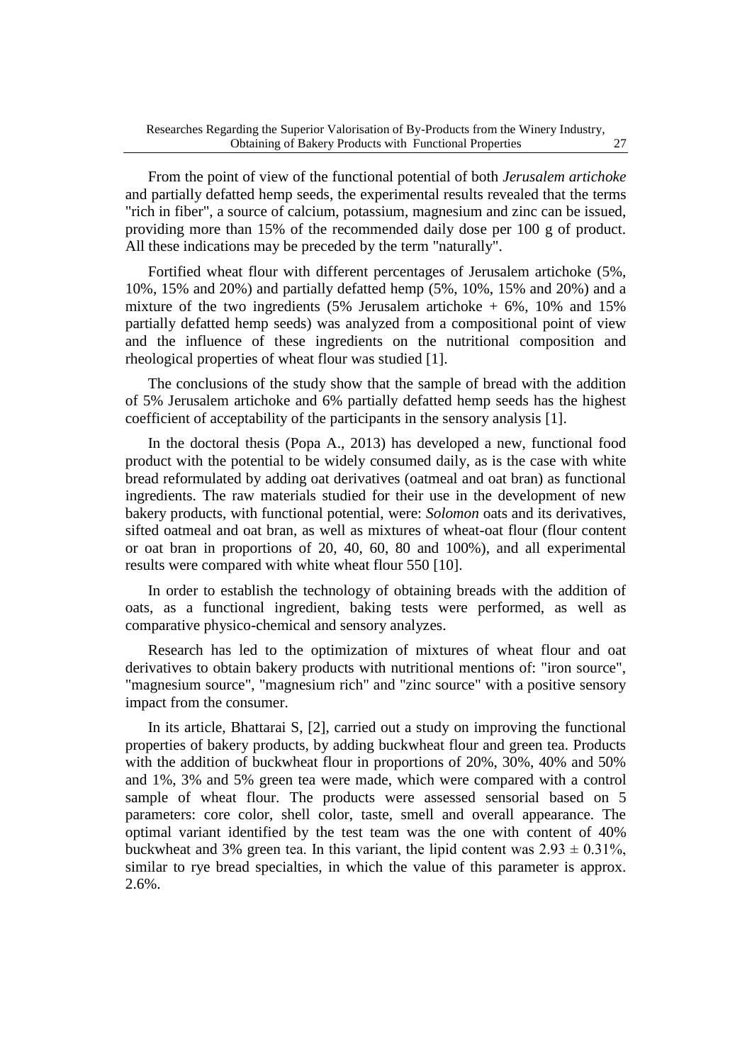From the point of view of the functional potential of both *Jerusalem artichoke* and partially defatted hemp seeds, the experimental results revealed that the terms "rich in fiber", a source of calcium, potassium, magnesium and zinc can be issued, providing more than 15% of the recommended daily dose per 100 g of product. All these indications may be preceded by the term "naturally".

Fortified wheat flour with different percentages of Jerusalem artichoke (5%, 10%, 15% and 20%) and partially defatted hemp (5%, 10%, 15% and 20%) and a mixture of the two ingredients (5% Jerusalem artichoke + 6%, 10% and 15% partially defatted hemp seeds) was analyzed from a compositional point of view and the influence of these ingredients on the nutritional composition and rheological properties of wheat flour was studied [1].

The conclusions of the study show that the sample of bread with the addition of 5% Jerusalem artichoke and 6% partially defatted hemp seeds has the highest coefficient of acceptability of the participants in the sensory analysis [1].

In the doctoral thesis (Popa A., 2013) has developed a new, functional food product with the potential to be widely consumed daily, as is the case with white bread reformulated by adding oat derivatives (oatmeal and oat bran) as functional ingredients. The raw materials studied for their use in the development of new bakery products, with functional potential, were: *Solomon* oats and its derivatives, sifted oatmeal and oat bran, as well as mixtures of wheat-oat flour (flour content or oat bran in proportions of 20, 40, 60, 80 and 100%), and all experimental results were compared with white wheat flour 550 [10].

In order to establish the technology of obtaining breads with the addition of oats, as a functional ingredient, baking tests were performed, as well as comparative physico-chemical and sensory analyzes.

Research has led to the optimization of mixtures of wheat flour and oat derivatives to obtain bakery products with nutritional mentions of: "iron source", "magnesium source", "magnesium rich" and "zinc source" with a positive sensory impact from the consumer.

In its article, Bhattarai S, [2], carried out a study on improving the functional properties of bakery products, by adding buckwheat flour and green tea. Products with the addition of buckwheat flour in proportions of 20%, 30%, 40% and 50% and 1%, 3% and 5% green tea were made, which were compared with a control sample of wheat flour. The products were assessed sensorial based on 5 parameters: core color, shell color, taste, smell and overall appearance. The optimal variant identified by the test team was the one with content of 40% buckwheat and 3% green tea. In this variant, the lipid content was $2.93 \pm 0.31\%$, similar to rye bread specialties, in which the value of this parameter is approx. 2.6%.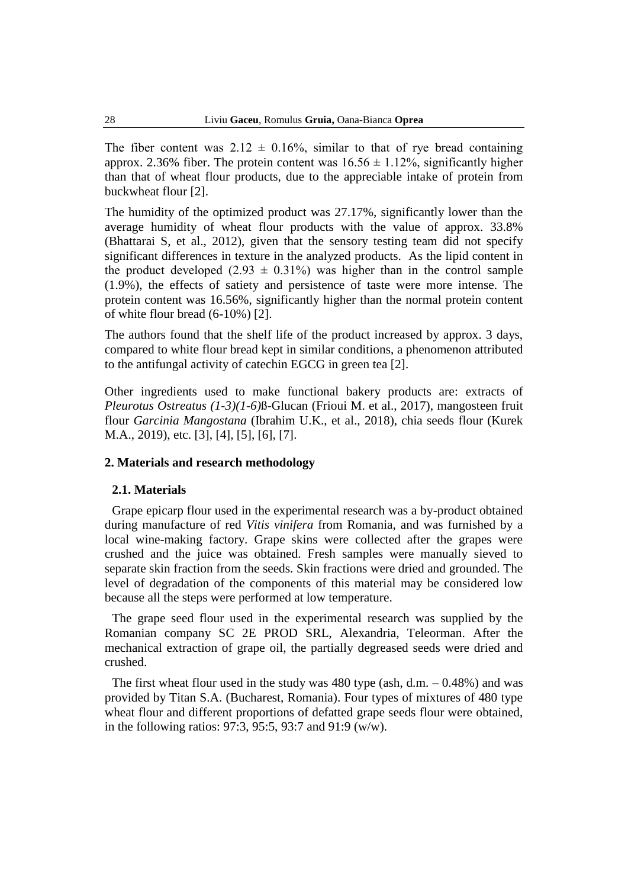The fiber content was $2.12 \pm 0.16\%$, similar to that of rye bread containing approx. 2.36% fiber. The protein content was $16.56 \pm 1.12\%$, significantly higher than that of wheat flour products, due to the appreciable intake of protein from buckwheat flour [2].

The humidity of the optimized product was 27.17%, significantly lower than the average humidity of wheat flour products with the value of approx. 33.8% (Bhattarai S, et al., 2012), given that the sensory testing team did not specify significant differences in texture in the analyzed products. As the lipid content in the product developed ($2.93 \pm 0.31\%$) was higher than in the control sample (1.9%), the effects of satiety and persistence of taste were more intense. The protein content was 16.56%, significantly higher than the normal protein content of white flour bread (6-10%) [2].

The authors found that the shelf life of the product increased by approx. 3 days, compared to white flour bread kept in similar conditions, a phenomenon attributed to the antifungal activity of catechin EGCG in green tea [2].

Other ingredients used to make functional bakery products are: extracts of *Pleurotus Ostreatus (1-3)(1-6)*ß-Glucan (Frioui M. et al., 2017), mangosteen fruit flour *Garcinia Mangostana* (Ibrahim U.K., et al., 2018), chia seeds flour (Kurek M.A., 2019), etc. [3], [4], [5], [6], [7].

## 2. Materials and research methodology

### 2.1. Materials

Grape epicarp flour used in the experimental research was a by-product obtained during manufacture of red *Vitis vinifera* from Romania, and was furnished by a local wine-making factory. Grape skins were collected after the grapes were crushed and the juice was obtained. Fresh samples were manually sieved to separate skin fraction from the seeds. Skin fractions were dried and grounded. The level of degradation of the components of this material may be considered low because all the steps were performed at low temperature.

The grape seed flour used in the experimental research was supplied by the Romanian company SC 2E PROD SRL, Alexandria, Teleorman. After the mechanical extraction of grape oil, the partially degreased seeds were dried and crushed.

The first wheat flour used in the study was 480 type (ash, d.m. – 0.48%) and was provided by Titan S.A. (Bucharest, Romania). Four types of mixtures of 480 type wheat flour and different proportions of defatted grape seeds flour were obtained, in the following ratios: 97:3, 95:5, 93:7 and 91:9 (w/w).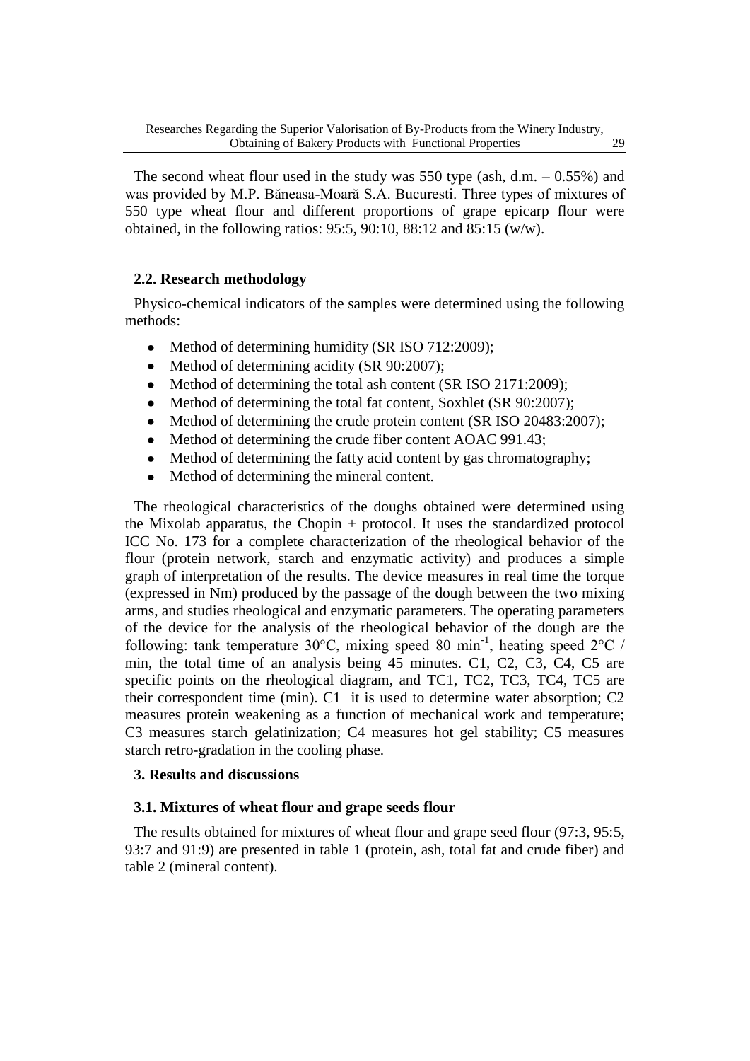The second wheat flour used in the study was 550 type (ash, d.m. – 0.55%) and was provided by M.P. Băneasa-Moară S.A. Bucuresti. Three types of mixtures of 550 type wheat flour and different proportions of grape epicarp flour were obtained, in the following ratios: 95:5, 90:10, 88:12 and 85:15 (w/w).

### 2.2. Research methodology

Physico-chemical indicators of the samples were determined using the following methods:

- Method of determining humidity (SR ISO 712:2009);
- Method of determining acidity (SR 90:2007);
- Method of determining the total ash content (SR ISO 2171:2009);
- Method of determining the total fat content, Soxhlet (SR 90:2007);
- Method of determining the crude protein content (SR ISO 20483:2007);
- Method of determining the crude fiber content AOAC 991.43;
- Method of determining the fatty acid content by gas chromatography;
- Method of determining the mineral content.

The rheological characteristics of the doughs obtained were determined using the Mixolab apparatus, the Chopin + protocol. It uses the standardized protocol ICC No. 173 for a complete characterization of the rheological behavior of the flour (protein network, starch and enzymatic activity) and produces a simple graph of interpretation of the results. The device measures in real time the torque (expressed in Nm) produced by the passage of the dough between the two mixing arms, and studies rheological and enzymatic parameters. The operating parameters of the device for the analysis of the rheological behavior of the dough are the following: tank temperature 30°C, mixing speed 80 $min^{-1}$, heating speed 2°C / min, the total time of an analysis being 45 minutes. C1, C2, C3, C4, C5 are specific points on the rheological diagram, and TC1, TC2, TC3, TC4, TC5 are their correspondent time (min). C1 it is used to determine water absorption; C2 measures protein weakening as a function of mechanical work and temperature; C3 measures starch gelatinization; C4 measures hot gel stability; C5 measures starch retro-gradation in the cooling phase.

## 3. Results and discussions

### 3.1. Mixtures of wheat flour and grape seeds flour

The results obtained for mixtures of wheat flour and grape seed flour (97:3, 95:5, 93:7 and 91:9) are presented in table 1 (protein, ash, total fat and crude fiber) and table 2 (mineral content).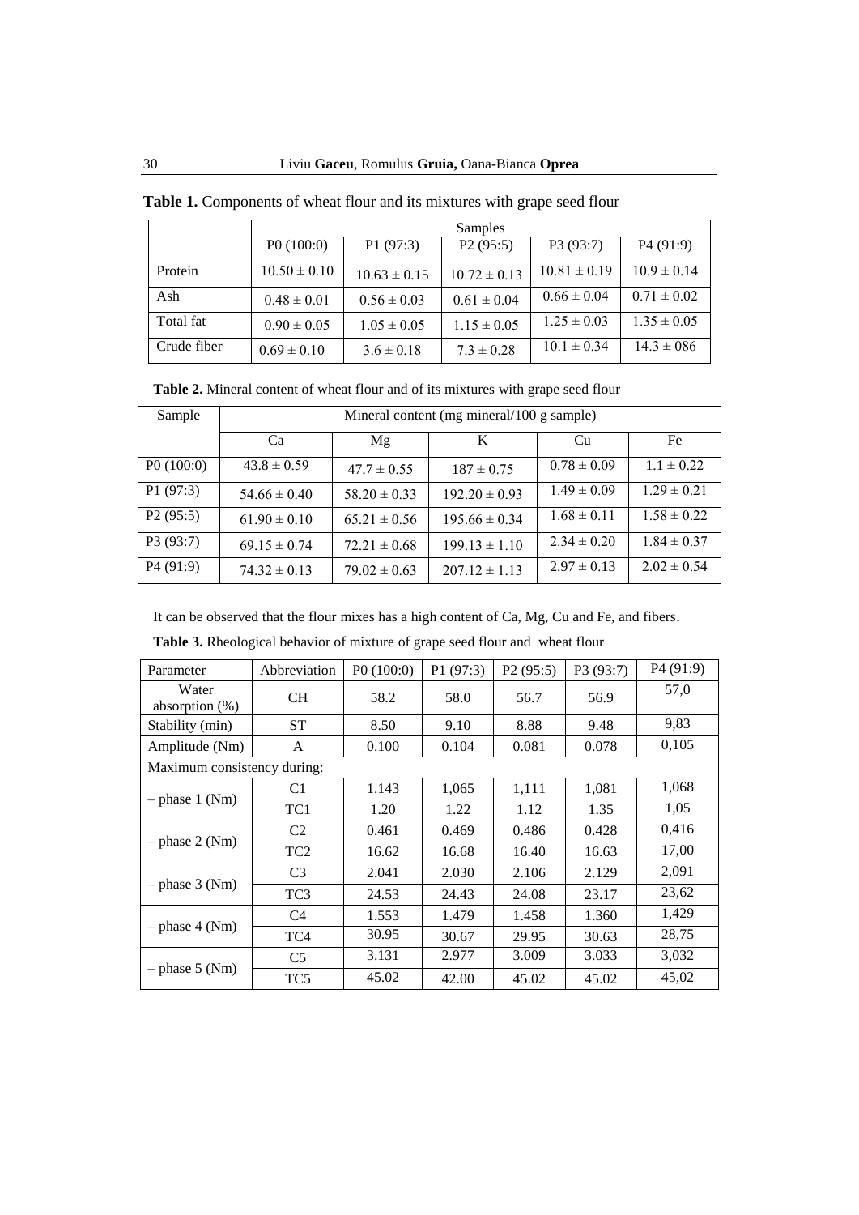**Table 1.** Components of wheat flour and its mixtures with grape seed flour

| | Samples | | | | |
|---|---|---|---|---|---|
| | P0 (100:0) | P1 (97:3) | P2 (95:5) | P3 (93:7) | P4 (91:9) |
| Protein | 10.50 ± 0.10 | 10.63 ± 0.15 | 10.72 ± 0.13 | 10.81 ± 0.19 | 10.9 ± 0.14 |
| Ash | 0.48 ± 0.01 | 0.56 ± 0.03 | 0.61 ± 0.04 | 0.66 ± 0.04 | 0.71 ± 0.02 |
| Total fat | 0.90 ± 0.05 | 1.05 ± 0.05 | 1.15 ± 0.05 | 1.25 ± 0.03 | 1.35 ± 0.05 |
| Crude fiber | 0.69 ± 0.10 | 3.6 ± 0.18 | 7.3 ± 0.28 | 10.1 ± 0.34 | 14.3 ± 086 |

**Table 2.** Mineral content of wheat flour and of its mixtures with grape seed flour

| Sample | Mineral content (mg mineral/100 g sample) | | | | |
|---|---|---|---|---|---|
| | Ca | Mg | K | Cu | Fe |
| P0 (100:0) | 43.8 ± 0.59 | 47.7 ± 0.55 | 187 ± 0.75 | 0.78 ± 0.09 | 1.1 ± 0.22 |
| P1 (97:3) | 54.66 ± 0.40 | 58.20 ± 0.33 | 192.20 ± 0.93 | 1.49 ± 0.09 | 1.29 ± 0.21 |
| P2 (95:5) | 61.90 ± 0.10 | 65.21 ± 0.56 | 195.66 ± 0.34 | 1.68 ± 0.11 | 1.58 ± 0.22 |
| P3 (93:7) | 69.15 ± 0.74 | 72.21 ± 0.68 | 199.13 ± 1.10 | 2.34 ± 0.20 | 1.84 ± 0.37 |
| P4 (91:9) | 74.32 ± 0.13 | 79.02 ± 0.63 | 207.12 ± 1.13 | 2.97 ± 0.13 | 2.02 ± 0.54 |

It can be observed that the flour mixes has a high content of Ca, Mg, Cu and Fe, and fibers.

**Table 3.** Rheological behavior of mixture of grape seed flour and wheat flour

| Parameter | Abbreviation | P0 (100:0) | P1 (97:3) | P2 (95:5) | P3 (93:7) | P4 (91:9) |
|---|---|---|---|---|---|---|
| Water absorption (%) | CH | 58.2 | 58.0 | 56.7 | 56.9 | 57,0 |
| Stability (min) | ST | 8.50 | 9.10 | 8.88 | 9.48 | 9,83 |
| Amplitude (Nm) | A | 0.100 | 0.104 | 0.081 | 0.078 | 0,105 |
| Maximum consistency during: | | | | | | |
| – phase 1 (Nm) | C1 | 1.143 | 1,065 | 1,111 | 1,081 | 1,068 |
| | TC1 | 1.20 | 1.22 | 1.12 | 1.35 | 1,05 |
| – phase 2 (Nm) | C2 | 0.461 | 0.469 | 0.486 | 0.428 | 0,416 |
| | TC2 | 16.62 | 16.68 | 16.40 | 16.63 | 17,00 |
| – phase 3 (Nm) | C3 | 2.041 | 2.030 | 2.106 | 2.129 | 2,091 |
| | TC3 | 24.53 | 24.43 | 24.08 | 23.17 | 23,62 |
| – phase 4 (Nm) | C4 | 1.553 | 1.479 | 1.458 | 1.360 | 1,429 |
| | TC4 | 30.95 | 30.67 | 29.95 | 30.63 | 28,75 |
| – phase 5 (Nm) | C5 | 3.131 | 2.977 | 3.009 | 3.033 | 3,032 |
| | TC5 | 45.02 | 42.00 | 45.02 | 45.02 | 45,02 |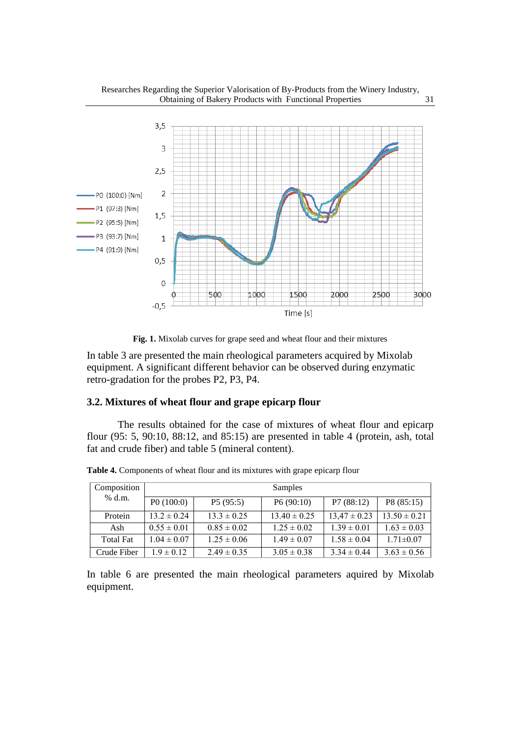Fig. 1. Mixolab curves for grape seed and wheat flour and their mixtures

In table 3 are presented the main rheological parameters acquired by Mixolab equipment. A significant different behavior can be observed during enzymatic retro-gradation for the probes P2, P3, P4.

### 3.2. Mixtures of wheat flour and grape epicarp flour

The results obtained for the case of mixtures of wheat flour and epicarp flour (95: 5, 90:10, 88:12, and 85:15) are presented in table 4 (protein, ash, total fat and crude fiber) and table 5 (mineral content).

**Table 4.** Components of wheat flour and its mixtures with grape epicarp flour

| Composition % d.m. | Samples | | | | |
|---|---|---|---|---|---|
| | P0 (100:0) | P5 (95:5) | P6 (90:10) | P7 (88:12) | P8 (85:15) |
| Protein | 13.2 ± 0.24 | 13.3 ± 0.25 | 13.40 ± 0.25 | 13,47 ± 0.23 | 13.50 ± 0.21 |
| Ash | 0.55 ± 0.01 | 0.85 ± 0.02 | 1.25 ± 0.02 | 1.39 ± 0.01 | 1.63 ± 0.03 |
| Total Fat | 1.04 ± 0.07 | 1.25 ± 0.06 | 1.49 ± 0.07 | 1.58 ± 0.04 | 1.71±0.07 |
| Crude Fiber | 1.9 ± 0.12 | 2.49 ± 0.35 | 3.05 ± 0.38 | 3.34 ± 0.44 | 3.63 ± 0.56 |

In table 6 are presented the main rheological parameters aquired by Mixolab equipment.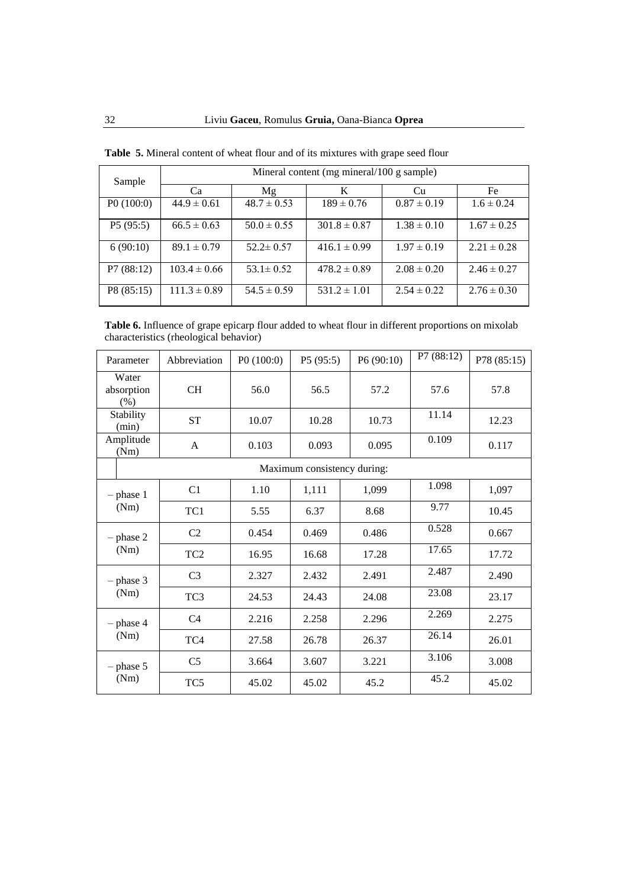**Table 5.** Mineral content of wheat flour and of its mixtures with grape seed flour

| Sample | Mineral content (mg mineral/100 g sample) | | | | |
|---|---|---|---|---|---|
| | Ca | Mg | K | Cu | Fe |
| P0 (100:0) | 44.9 ± 0.61 | 48.7 ± 0.53 | 189 ± 0.76 | 0.87 ± 0.19 | 1.6 ± 0.24 |
| P5 (95:5) | 66.5 ± 0.63 | 50.0 ± 0.55 | 301.8 ± 0.87 | 1.38 ± 0.10 | 1.67 ± 0.25 |
| 6 (90:10) | 89.1 ± 0.79 | 52.2± 0.57 | 416.1 ± 0.99 | 1.97 ± 0.19 | 2.21 ± 0.28 |
| P7 (88:12) | 103.4 ± 0.66 | 53.1± 0.52 | 478.2 ± 0.89 | 2.08 ± 0.20 | 2.46 ± 0.27 |
| P8 (85:15) | 111.3 ± 0.89 | 54.5 ± 0.59 | 531.2 ± 1.01 | 2.54 ± 0.22 | 2.76 ± 0.30 |

**Table 6.** Influence of grape epicarp flour added to wheat flour in different proportions on mixolab characteristics (rheological behavior)

| Parameter | Abbreviation | P0 (100:0) | P5 (95:5) | P6 (90:10) | P7 (88:12) | P78 (85:15) |
|---|---|---|---|---|---|---|
| Water absorption (%) | CH | 56.0 | 56.5 | 57.2 | 57.6 | 57.8 |
| Stability (min) | ST | 10.07 | 10.28 | 10.73 | 11.14 | 12.23 |
| Amplitude (Nm) | A | 0.103 | 0.093 | 0.095 | 0.109 | 0.117 |
| Maximum consistency during: | | | | | | |
| – phase 1 (Nm) | C1 | 1.10 | 1,111 | 1,099 | 1.098 | 1,097 |
| | TC1 | 5.55 | 6.37 | 8.68 | 9.77 | 10.45 |
| – phase 2 (Nm) | C2 | 0.454 | 0.469 | 0.486 | 0.528 | 0.667 |
| | TC2 | 16.95 | 16.68 | 17.28 | 17.65 | 17.72 |
| – phase 3 (Nm) | C3 | 2.327 | 2.432 | 2.491 | 2.487 | 2.490 |
| | TC3 | 24.53 | 24.43 | 24.08 | 23.08 | 23.17 |
| – phase 4 (Nm) | C4 | 2.216 | 2.258 | 2.296 | 2.269 | 2.275 |
| | TC4 | 27.58 | 26.78 | 26.37 | 26.14 | 26.01 |
| – phase 5 (Nm) | C5 | 3.664 | 3.607 | 3.221 | 3.106 | 3.008 |
| | TC5 | 45.02 | 45.02 | 45.2 | 45.2 | 45.02 |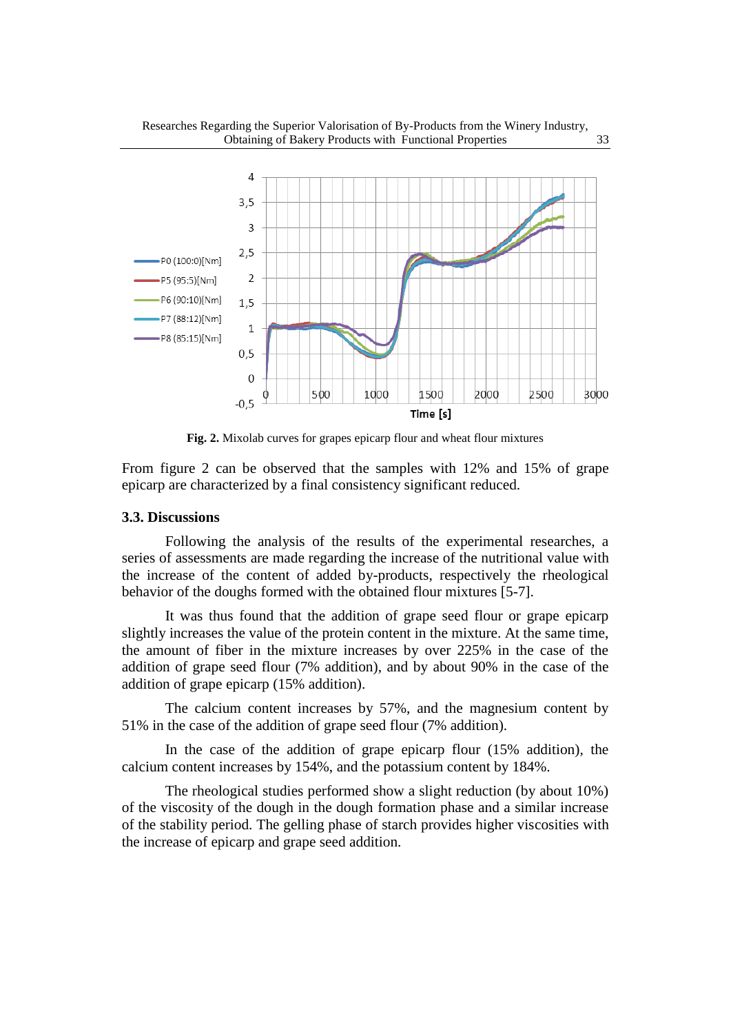**Fig. 2.** Mixolab curves for grapes epicarp flour and wheat flour mixtures

From figure 2 can be observed that the samples with 12% and 15% of grape epicarp are characterized by a final consistency significant reduced.

### 3.3. Discussions

Following the analysis of the results of the experimental researches, a series of assessments are made regarding the increase of the nutritional value with the increase of the content of added by-products, respectively the rheological behavior of the doughs formed with the obtained flour mixtures [5-7].

It was thus found that the addition of grape seed flour or grape epicarp slightly increases the value of the protein content in the mixture. At the same time, the amount of fiber in the mixture increases by over 225% in the case of the addition of grape seed flour (7% addition), and by about 90% in the case of the addition of grape epicarp (15% addition).

The calcium content increases by 57%, and the magnesium content by 51% in the case of the addition of grape seed flour (7% addition).

In the case of the addition of grape epicarp flour (15% addition), the calcium content increases by 154%, and the potassium content by 184%.

The rheological studies performed show a slight reduction (by about 10%) of the viscosity of the dough in the dough formation phase and a similar increase of the stability period. The gelling phase of starch provides higher viscosities with the increase of epicarp and grape seed addition.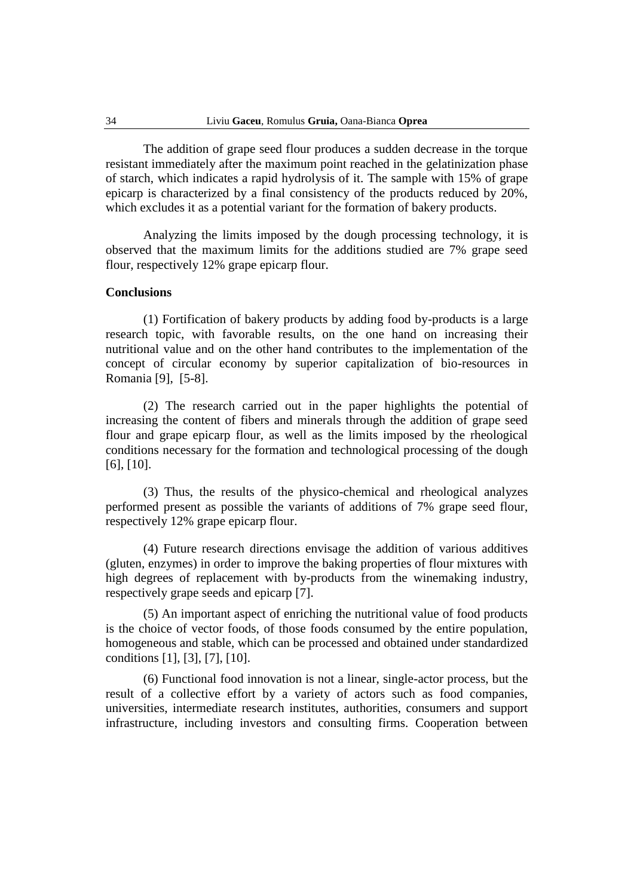The addition of grape seed flour produces a sudden decrease in the torque resistant immediately after the maximum point reached in the gelatinization phase of starch, which indicates a rapid hydrolysis of it. The sample with 15% of grape epicarp is characterized by a final consistency of the products reduced by 20%, which excludes it as a potential variant for the formation of bakery products.

Analyzing the limits imposed by the dough processing technology, it is observed that the maximum limits for the additions studied are 7% grape seed flour, respectively 12% grape epicarp flour.

### Conclusions

(1) Fortification of bakery products by adding food by-products is a large research topic, with favorable results, on the one hand on increasing their nutritional value and on the other hand contributes to the implementation of the concept of circular economy by superior capitalization of bio-resources in Romania [9], [5-8].

(2) The research carried out in the paper highlights the potential of increasing the content of fibers and minerals through the addition of grape seed flour and grape epicarp flour, as well as the limits imposed by the rheological conditions necessary for the formation and technological processing of the dough [6], [10].

(3) Thus, the results of the physico-chemical and rheological analyzes performed present as possible the variants of additions of 7% grape seed flour, respectively 12% grape epicarp flour.

(4) Future research directions envisage the addition of various additives (gluten, enzymes) in order to improve the baking properties of flour mixtures with high degrees of replacement with by-products from the winemaking industry, respectively grape seeds and epicarp [7].

(5) An important aspect of enriching the nutritional value of food products is the choice of vector foods, of those foods consumed by the entire population, homogeneous and stable, which can be processed and obtained under standardized conditions [1], [3], [7], [10].

(6) Functional food innovation is not a linear, single-actor process, but the result of a collective effort by a variety of actors such as food companies, universities, intermediate research institutes, authorities, consumers and support infrastructure, including investors and consulting firms. Cooperation between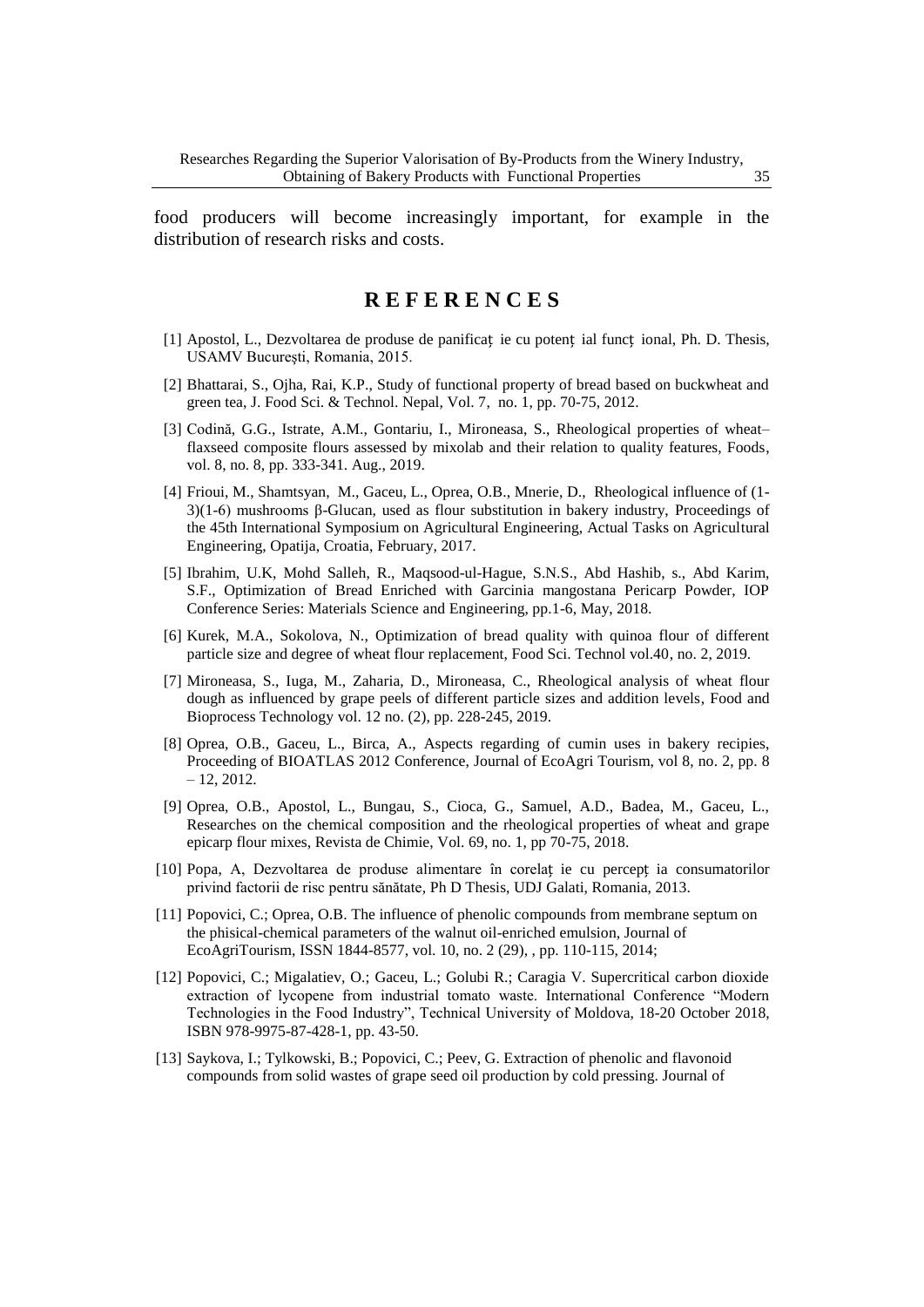food producers will become increasingly important, for example in the distribution of research risks and costs.

## R E F E R E N C E S

[1] Apostol, L., Dezvoltarea de produse de panificaț ie cu potenț ial funcț ional, Ph. D. Thesis, USAMV Bucureşti, Romania, 2015.

[2] Bhattarai, S., Ojha, Rai, K.P., Study of functional property of bread based on buckwheat and green tea, J. Food Sci. & Technol. Nepal, Vol. 7, no. 1, pp. 70-75, 2012.

[3] Codină, G.G., Istrate, A.M., Gontariu, I., Mironeasa, S., Rheological properties of wheat–flaxseed composite flours assessed by mixolab and their relation to quality features, Foods, vol. 8, no. 8, pp. 333-341. Aug., 2019.

[4] Frioui, M., Shamtsyan, M., Gaceu, L., Oprea, O.B., Mnerie, D., Rheological influence of (1-3)(1-6) mushrooms β-Glucan, used as flour substitution in bakery industry, Proceedings of the 45th International Symposium on Agricultural Engineering, Actual Tasks on Agricultural Engineering, Opatija, Croatia, February, 2017.

[5] Ibrahim, U.K, Mohd Salleh, R., Maqsood-ul-Hague, S.N.S., Abd Hashib, s., Abd Karim, S.F., Optimization of Bread Enriched with Garcinia mangostana Pericarp Powder, IOP Conference Series: Materials Science and Engineering, pp.1-6, May, 2018.

[6] Kurek, M.A., Sokolova, N., Optimization of bread quality with quinoa flour of different particle size and degree of wheat flour replacement, Food Sci. Technol vol.40, no. 2, 2019.

[7] Mironeasa, S., Iuga, M., Zaharia, D., Mironeasa, C., Rheological analysis of wheat flour dough as influenced by grape peels of different particle sizes and addition levels, Food and Bioprocess Technology vol. 12 no. (2), pp. 228-245, 2019.

[8] Oprea, O.B., Gaceu, L., Birca, A., Aspects regarding of cumin uses in bakery recipies, Proceeding of BIOATLAS 2012 Conference, Journal of EcoAgri Tourism, vol 8, no. 2, pp. 8 – 12, 2012.

[9] Oprea, O.B., Apostol, L., Bungau, S., Cioca, G., Samuel, A.D., Badea, M., Gaceu, L., Researches on the chemical composition and the rheological properties of wheat and grape epicarp flour mixes, Revista de Chimie, Vol. 69, no. 1, pp 70-75, 2018.

[10] Popa, A, Dezvoltarea de produse alimentare în corelaț ie cu percepț ia consumatorilor privind factorii de risc pentru sănătate, Ph D Thesis, UDJ Galati, Romania, 2013.

[11] Popovici, C.; Oprea, O.B. The influence of phenolic compounds from membrane septum on the phisical-chemical parameters of the walnut oil-enriched emulsion, Journal of EcoAgriTourism, ISSN 1844-8577, vol. 10, no. 2 (29), , pp. 110-115, 2014;

[12] Popovici, C.; Migalatiev, O.; Gaceu, L.; Golubi R.; Caragia V. Supercritical carbon dioxide extraction of lycopene from industrial tomato waste. International Conference "Modern Technologies in the Food Industry", Technical University of Moldova, 18-20 October 2018, ISBN 978-9975-87-428-1, pp. 43-50.

[13] Saykova, I.; Tylkowski, B.; Popovici, C.; Peev, G. Extraction of phenolic and flavonoid compounds from solid wastes of grape seed oil production by cold pressing. Journal of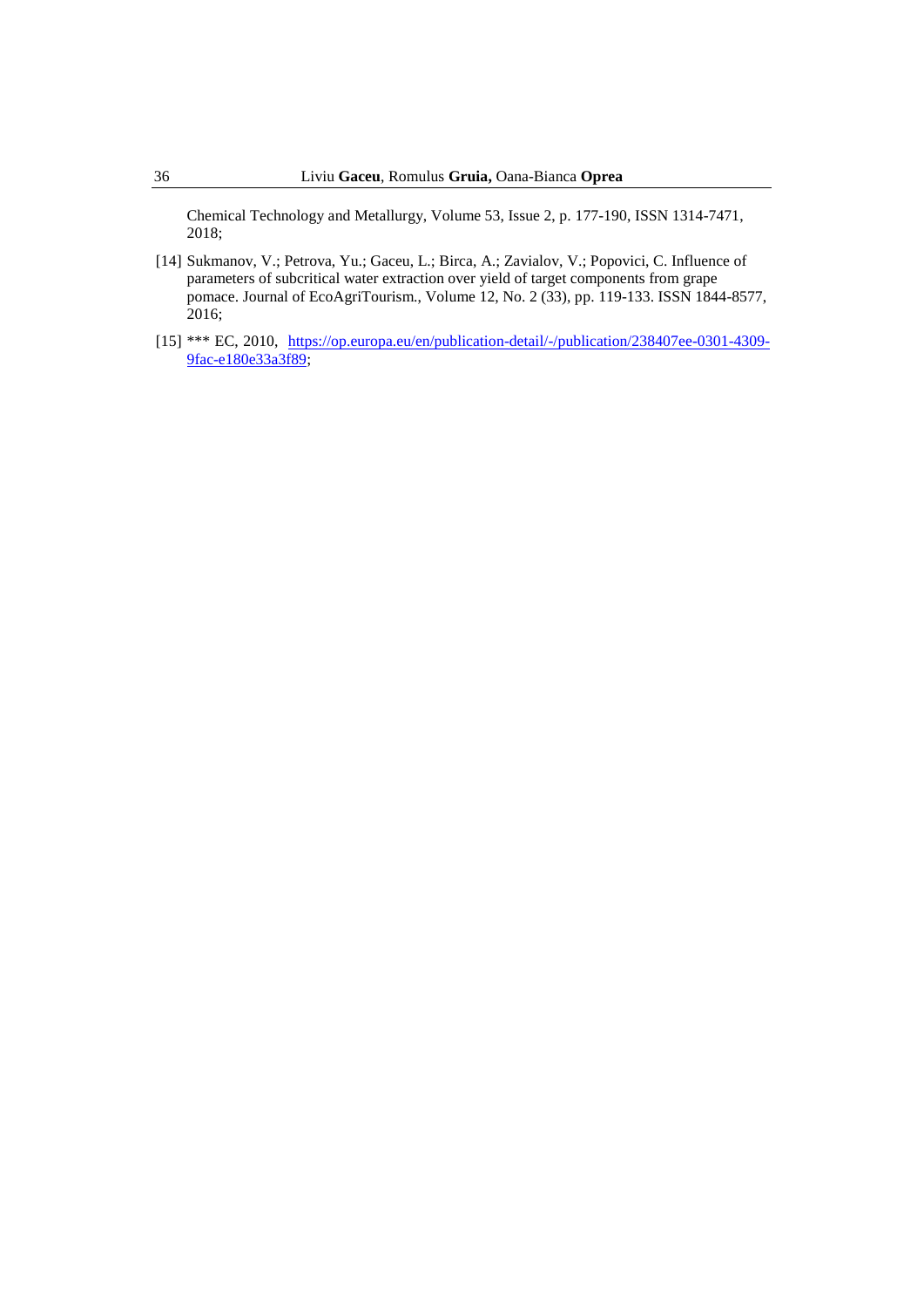Chemical Technology and Metallurgy, Volume 53, Issue 2, p. 177-190, ISSN 1314-7471, 2018;

[14] Sukmanov, V.; Petrova, Yu.; Gaceu, L.; Birca, A.; Zavialov, V.; Popovici, C. Influence of parameters of subcritical water extraction over yield of target components from grape pomace. Journal of EcoAgriTourism., Volume 12, No. 2 (33), pp. 119-133. ISSN 1844-8577, 2016;

[15] *** EC, 2010, https://op.europa.eu/en/publication-detail/-/publication/238407ee-0301-4309-9fac-e180e33a3f89;